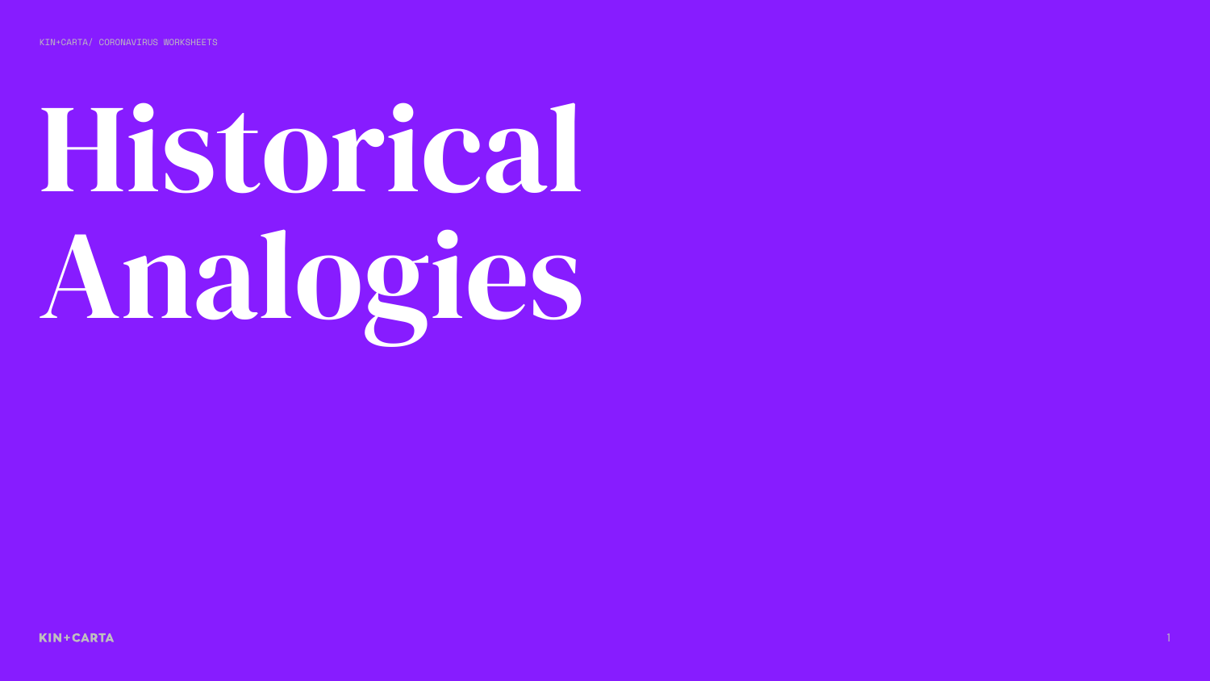# Historical Analogies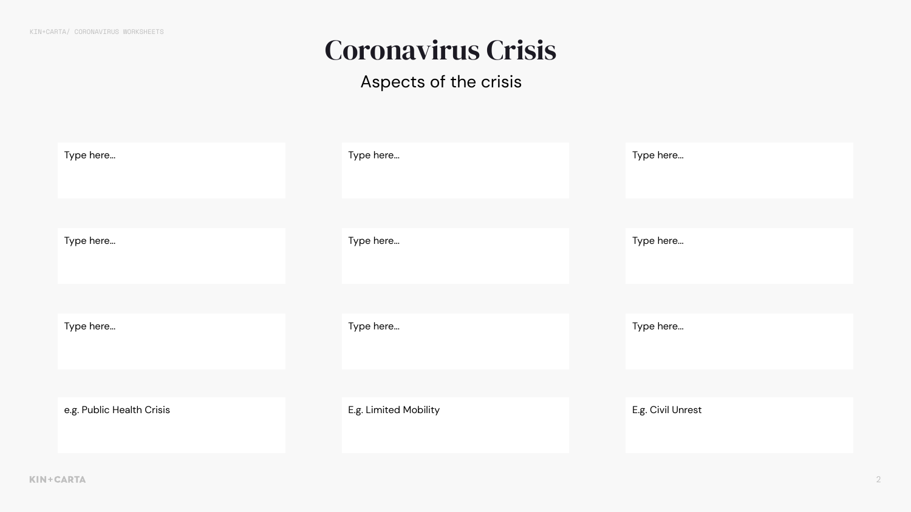# Coronavirus Crisis

## Aspects of the crisis

| | | |
|---|---|---|
| Type here... | Type here... | Type here... |
| Type here... | Type here... | Type here... |
| Type here... | Type here... | Type here... |
| e.g. Public Health Crisis | E.g. Limited Mobility | E.g. Civil Unrest |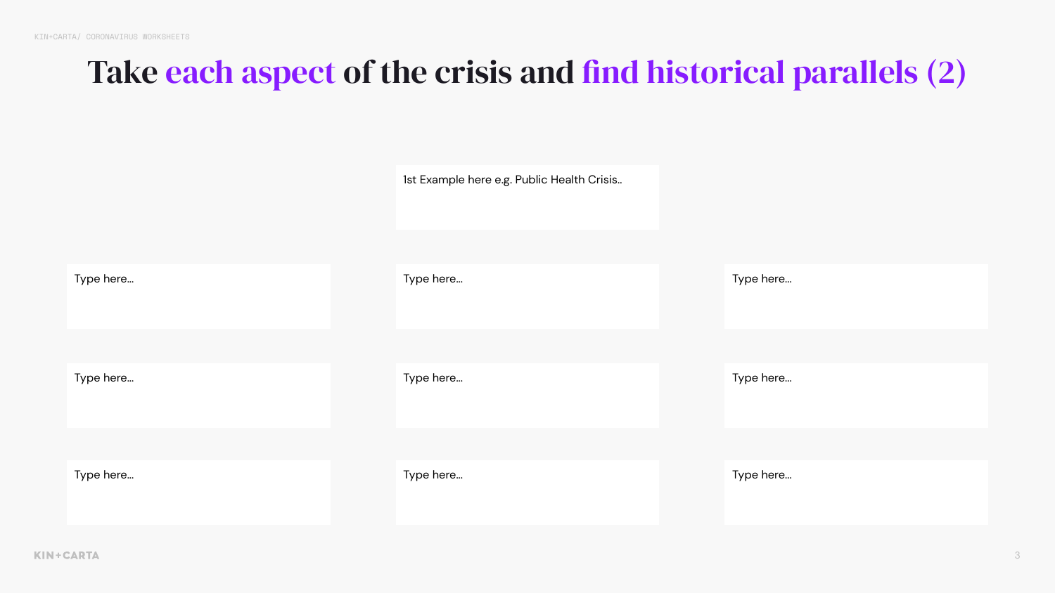# Take each aspect of the crisis and find historical parallels (2)

1st Example here e.g. Public Health Crisis..

Type here...

Type here...

Type here...

Type here...

Type here...

Type here...

Type here...

Type here...

Type here...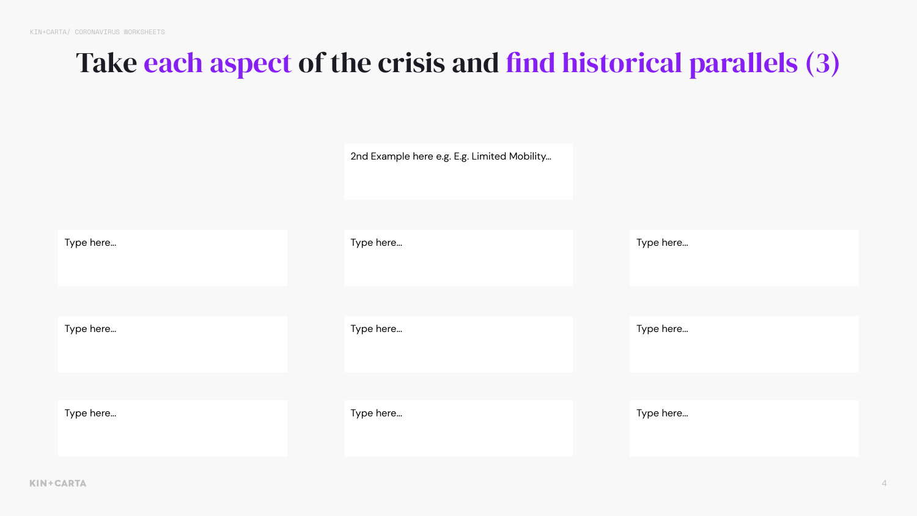# Take each aspect of the crisis and find historical parallels (3)

2nd Example here e.g. E.g. Limited Mobility...

| | | |
|---|---|---|
| Type here... | Type here... | Type here... |
| Type here... | Type here... | Type here... |
| Type here... | Type here... | Type here... |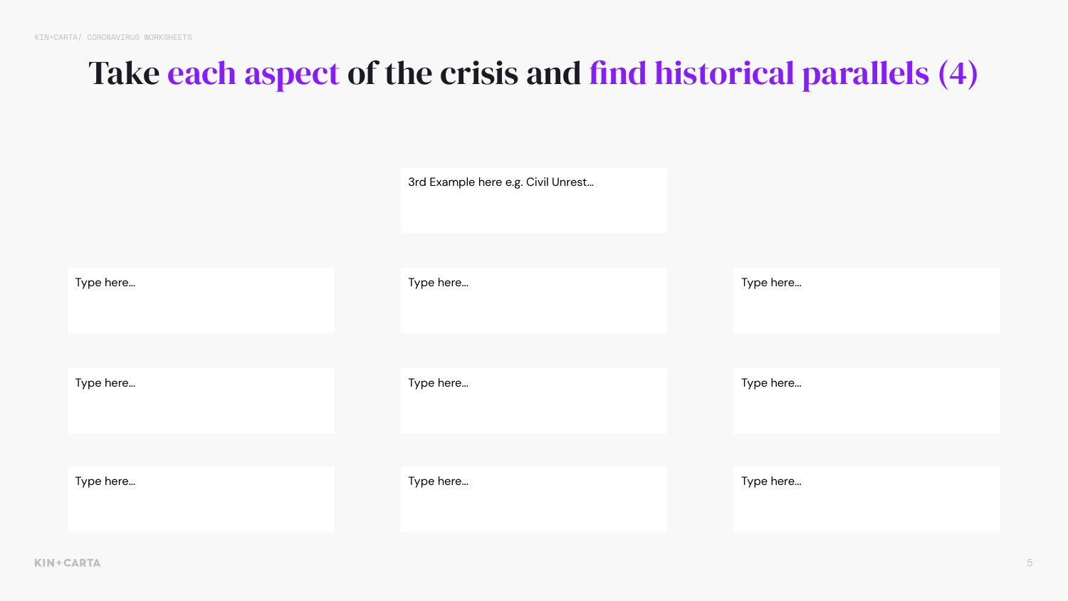# Take each aspect of the crisis and find historical parallels (4)

3rd Example here e.g. Civil Unrest...

| Type here... | Type here... | Type here... |
| --- | --- | --- |
| Type here... | Type here... | Type here... |
| Type here... | Type here... | Type here... |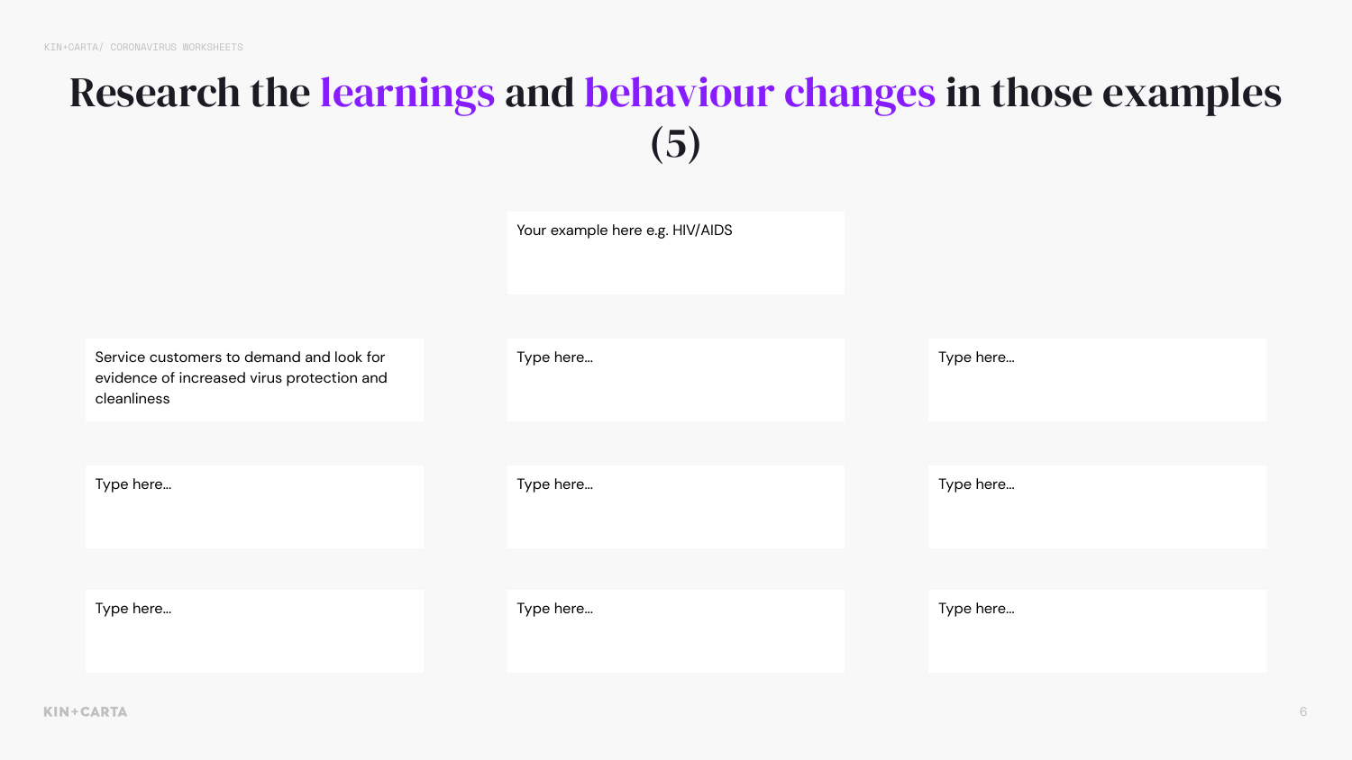# Research the learnings and behaviour changes in those examples (5)

Your example here e.g. HIV/AIDS

Service customers to demand and look for evidence of increased virus protection and cleanliness

Type here…

Type here…

Type here…

Type here…

Type here…

Type here…

Type here…

Type here…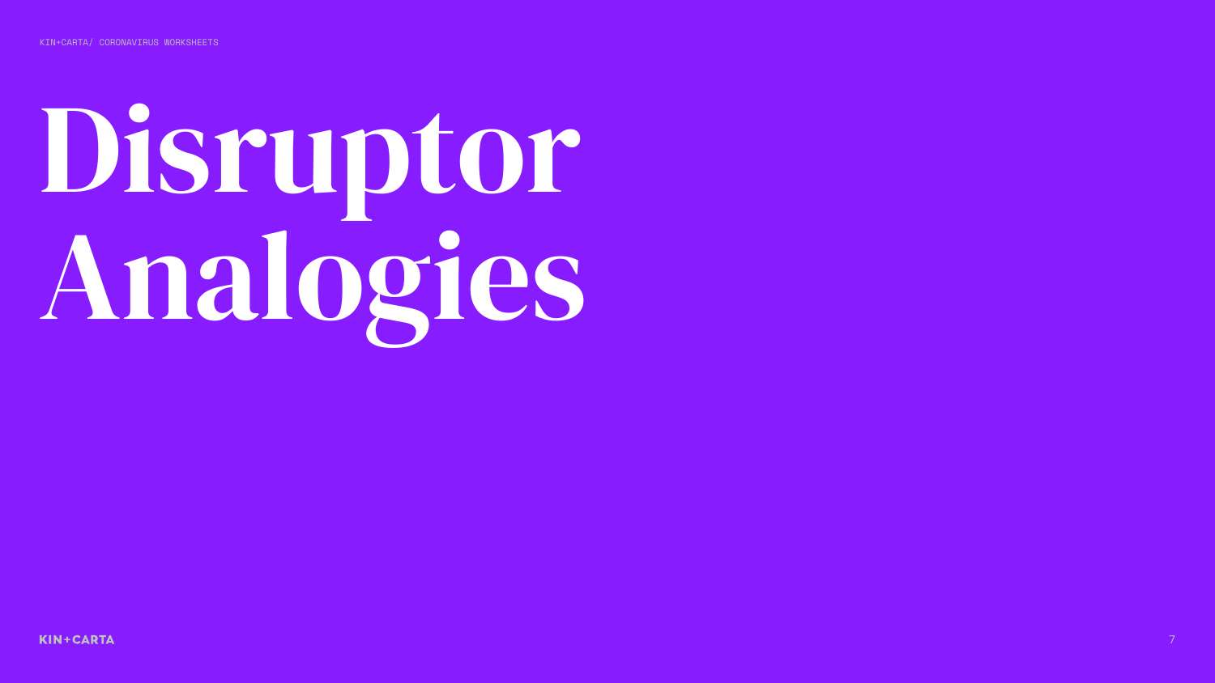# Disruptor Analogies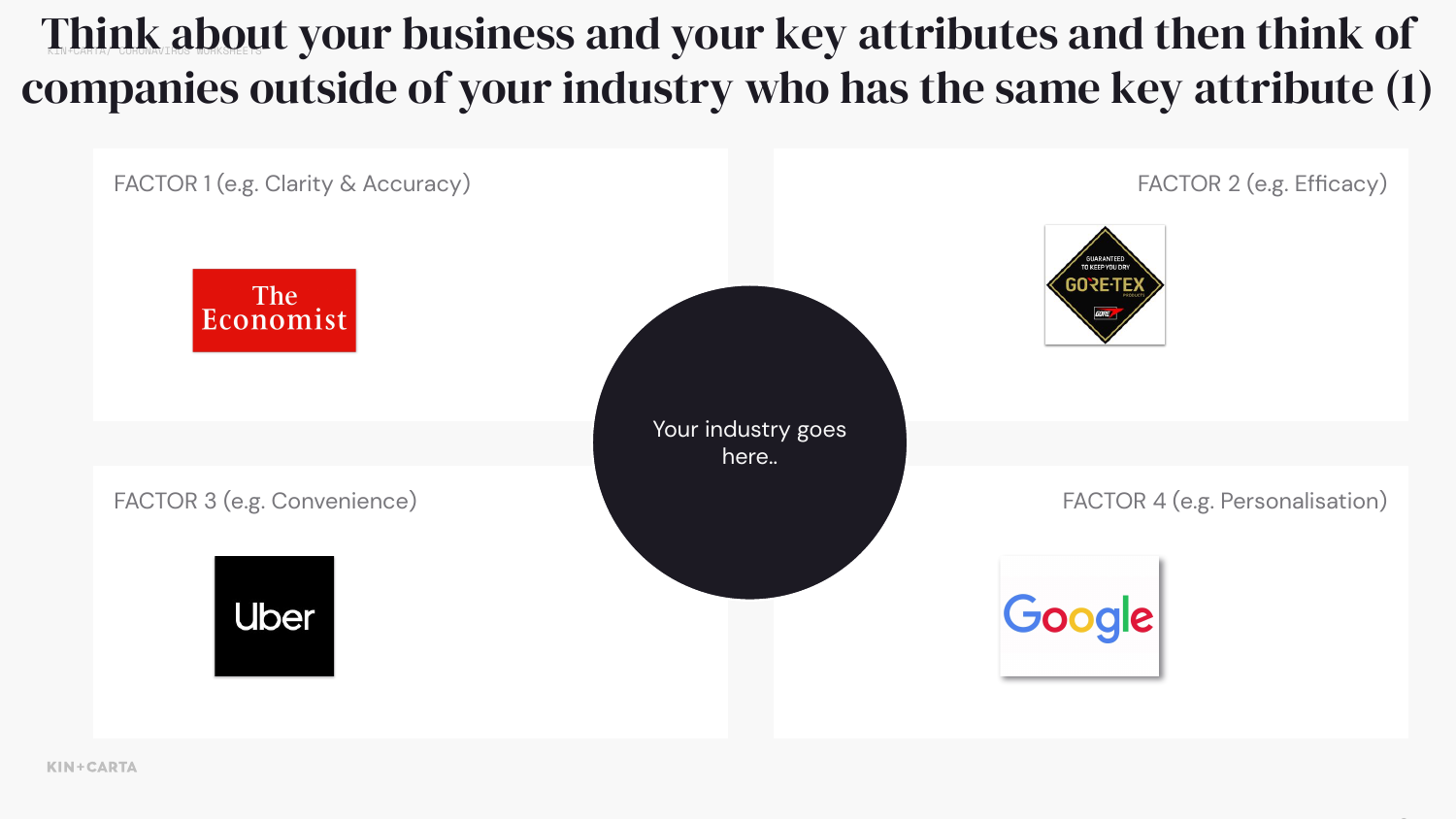# Think about your business and your key attributes and then think of companies outside of your industry who has the same key attribute (1)

FACTOR 1 (e.g. Clarity & Accuracy)

The Economist

FACTOR 2 (e.g. Efficacy)

GUARANTEED TO KEEP YOU DRY GORE-TEX PRODUCTS

Your industry goes here..

FACTOR 3 (e.g. Convenience)

Uber

FACTOR 4 (e.g. Personalisation)

Google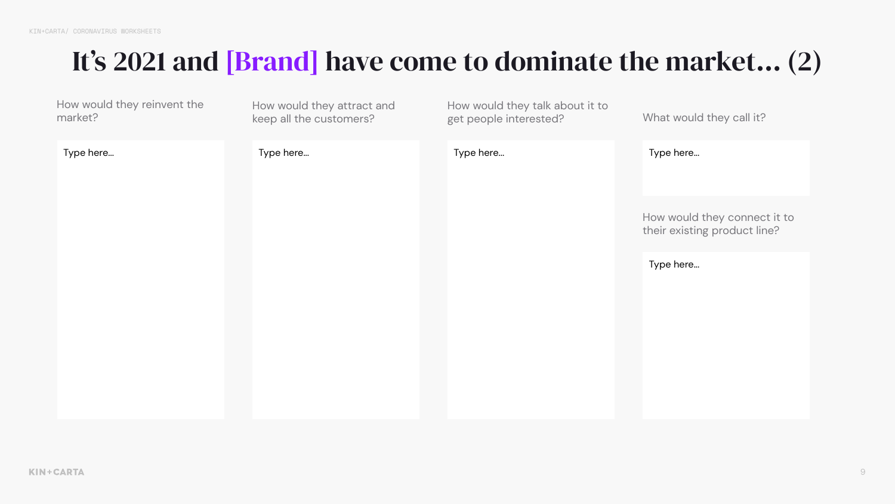# It’s 2021 and [Brand] have come to dominate the market… (2)

How would they reinvent the market?

Type here…

How would they attract and keep all the customers?

Type here…

How would they talk about it to get people interested?

Type here…

What would they call it?

Type here…

How would they connect it to their existing product line?

Type here…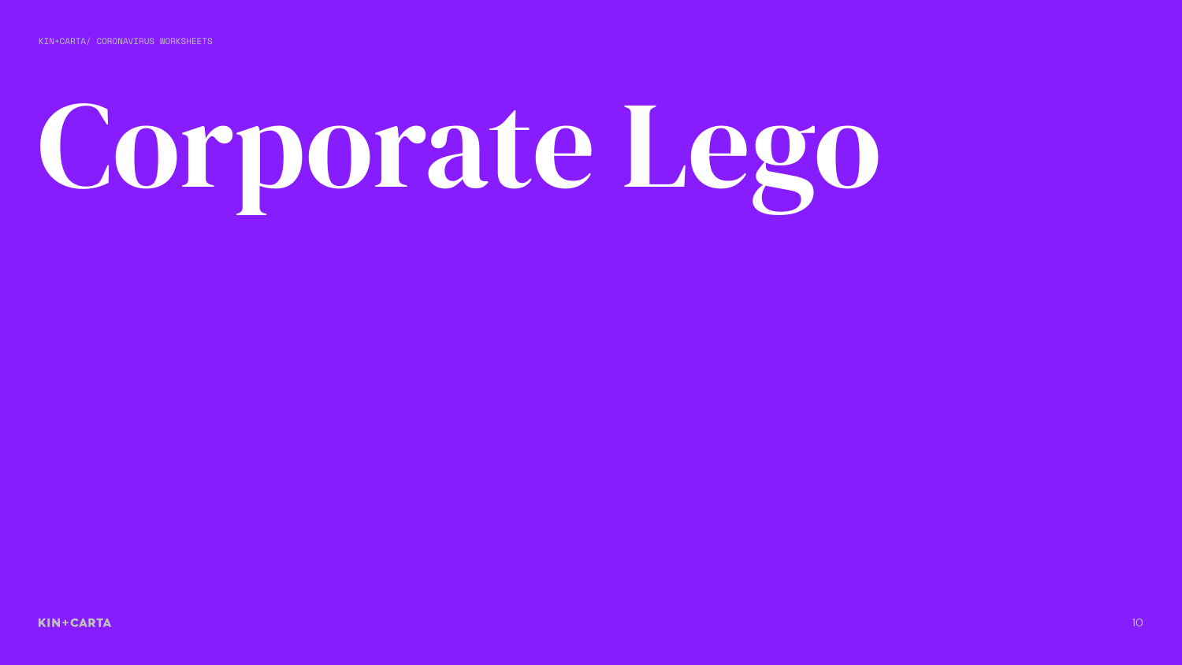# Corporate Lego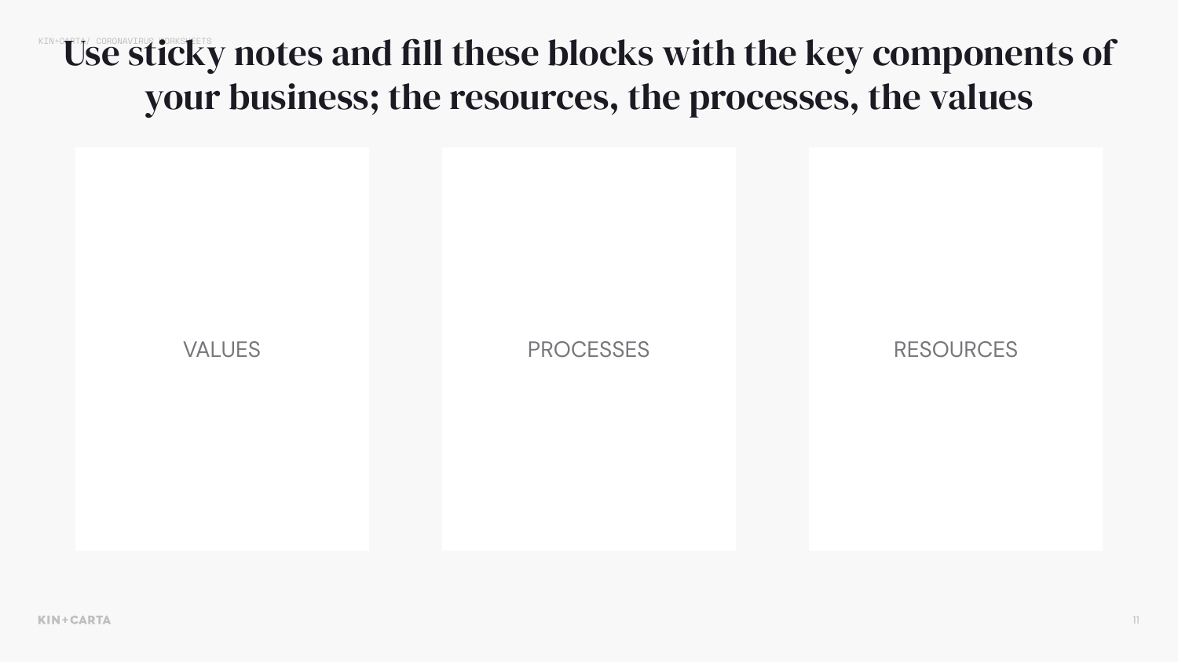# Use sticky notes and fill these blocks with the key components of your business; the resources, the processes, the values

VALUES

PROCESSES

RESOURCES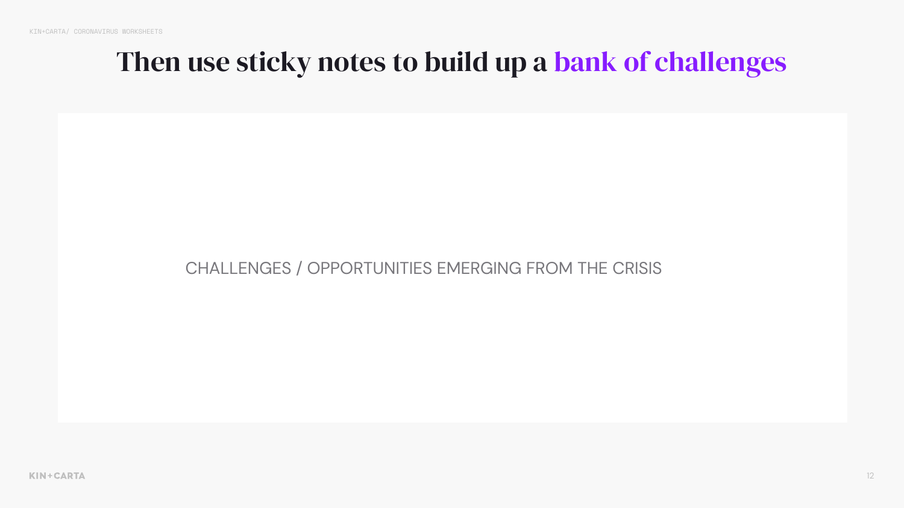# Then use sticky notes to build up a bank of challenges

CHALLENGES / OPPORTUNITIES EMERGING FROM THE CRISIS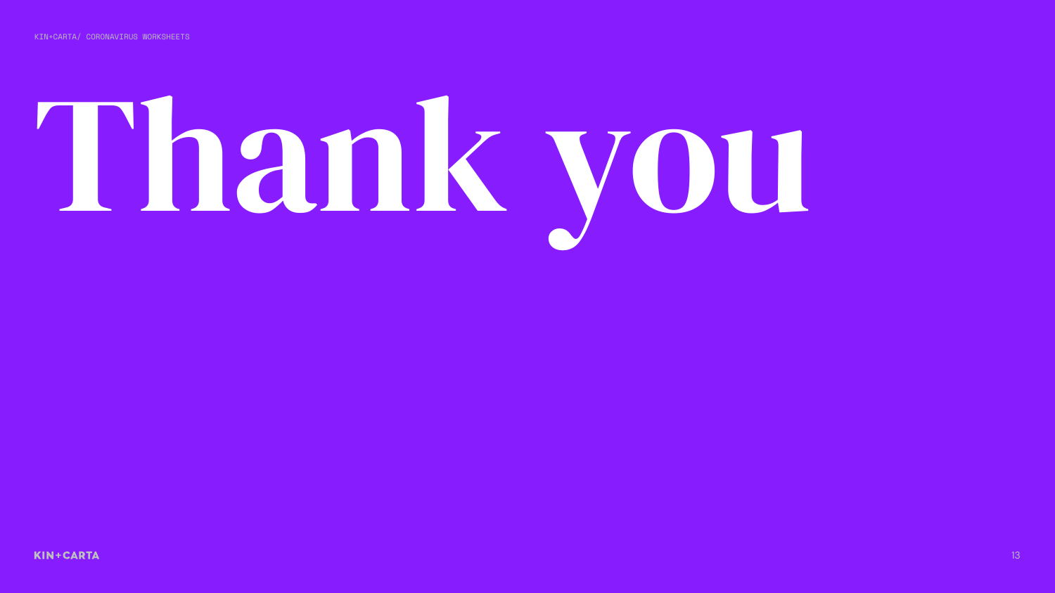# Thank you